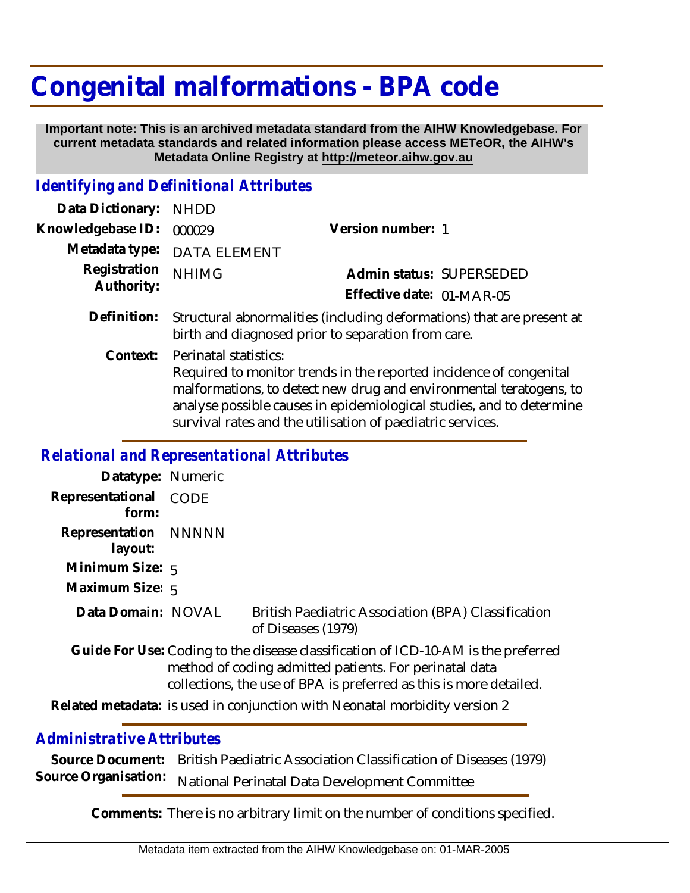# Congenital malformations - BPA code

**Important note: This is an archived metadata standard from the AIHW Knowledgebase. For current metadata standards and related information please access METeOR, the AIHW's Metadata Online Registry at http://meteor.aihw.gov.au**

## *Identifying and Definitional Attributes*

**Data Dictionary:** NHDD

**Knowledgebase ID:** 000029

**Version number:** 1

**Metadata type:** DATA ELEMENT

**Registration Authority:** NHIMG

**Admin status:** SUPERSEDED

**Effective date:** 01-MAR-05

**Definition:** Structural abnormalities (including deformations) that are present at birth and diagnosed prior to separation from care.

**Context:** Perinatal statistics:
Required to monitor trends in the reported incidence of congenital malformations, to detect new drug and environmental teratogens, to analyse possible causes in epidemiological studies, and to determine survival rates and the utilisation of paediatric services.

## *Relational and Representational Attributes*

**Datatype:** Numeric

**Representational form:** CODE

**Representation layout:** NNNNN

**Minimum Size:** 5

**Maximum Size:** 5

**Data Domain:** NOVAL — British Paediatric Association (BPA) Classification of Diseases (1979)

**Guide For Use:** Coding to the disease classification of ICD-10-AM is the preferred method of coding admitted patients. For perinatal data collections, the use of BPA is preferred as this is more detailed.

**Related metadata:** is used in conjunction with Neonatal morbidity version 2

## *Administrative Attributes*

**Source Document:** British Paediatric Association Classification of Diseases (1979)

**Source Organisation:** National Perinatal Data Development Committee

**Comments:** There is no arbitrary limit on the number of conditions specified.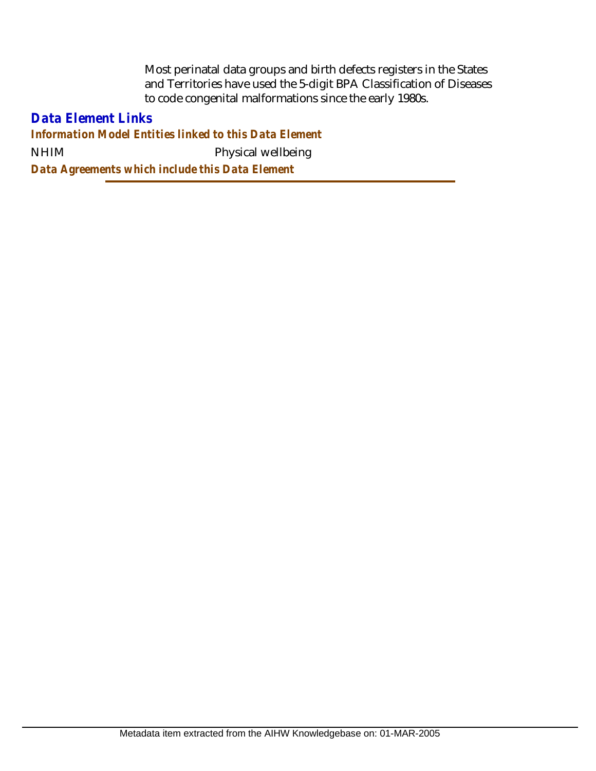Most perinatal data groups and birth defects registers in the States and Territories have used the 5-digit BPA Classification of Diseases to code congenital malformations since the early 1980s.

## Data Element Links

### *Information Model Entities linked to this Data Element*

| | |
|---|---|
| NHIM | Physical wellbeing |

### *Data Agreements which include this Data Element*

Metadata item extracted from the AIHW Knowledgebase on: 01-MAR-2005